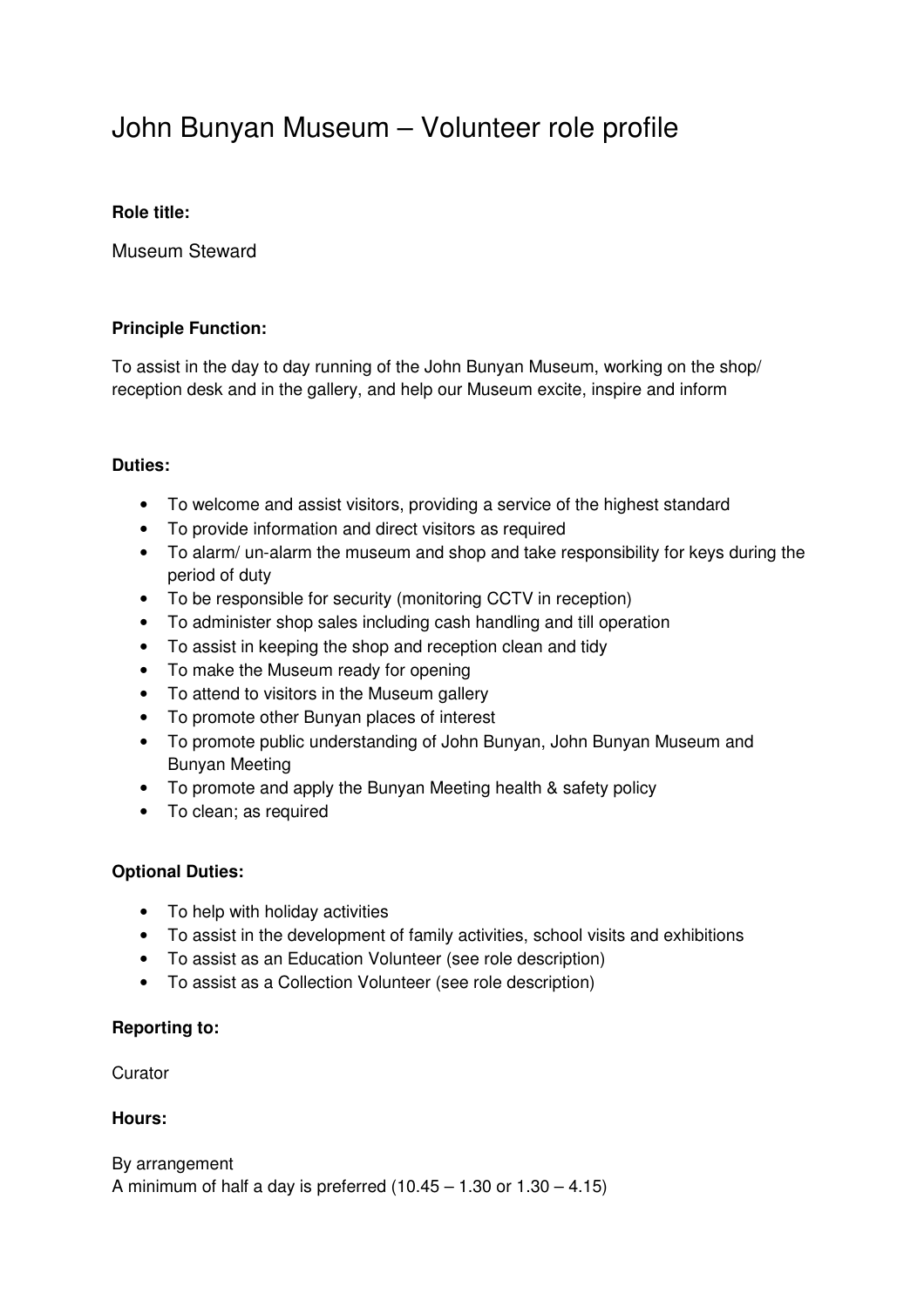# John Bunyan Museum – Volunteer role profile

**Role title:**

Museum Steward

**Principle Function:**

To assist in the day to day running of the John Bunyan Museum, working on the shop/ reception desk and in the gallery, and help our Museum excite, inspire and inform

**Duties:**

- To welcome and assist visitors, providing a service of the highest standard
- To provide information and direct visitors as required
- To alarm/ un-alarm the museum and shop and take responsibility for keys during the period of duty
- To be responsible for security (monitoring CCTV in reception)
- To administer shop sales including cash handling and till operation
- To assist in keeping the shop and reception clean and tidy
- To make the Museum ready for opening
- To attend to visitors in the Museum gallery
- To promote other Bunyan places of interest
- To promote public understanding of John Bunyan, John Bunyan Museum and Bunyan Meeting
- To promote and apply the Bunyan Meeting health & safety policy
- To clean; as required

**Optional Duties:**

- To help with holiday activities
- To assist in the development of family activities, school visits and exhibitions
- To assist as an Education Volunteer (see role description)
- To assist as a Collection Volunteer (see role description)

**Reporting to:**

Curator

**Hours:**

By arrangement
A minimum of half a day is preferred (10.45 – 1.30 or 1.30 – 4.15)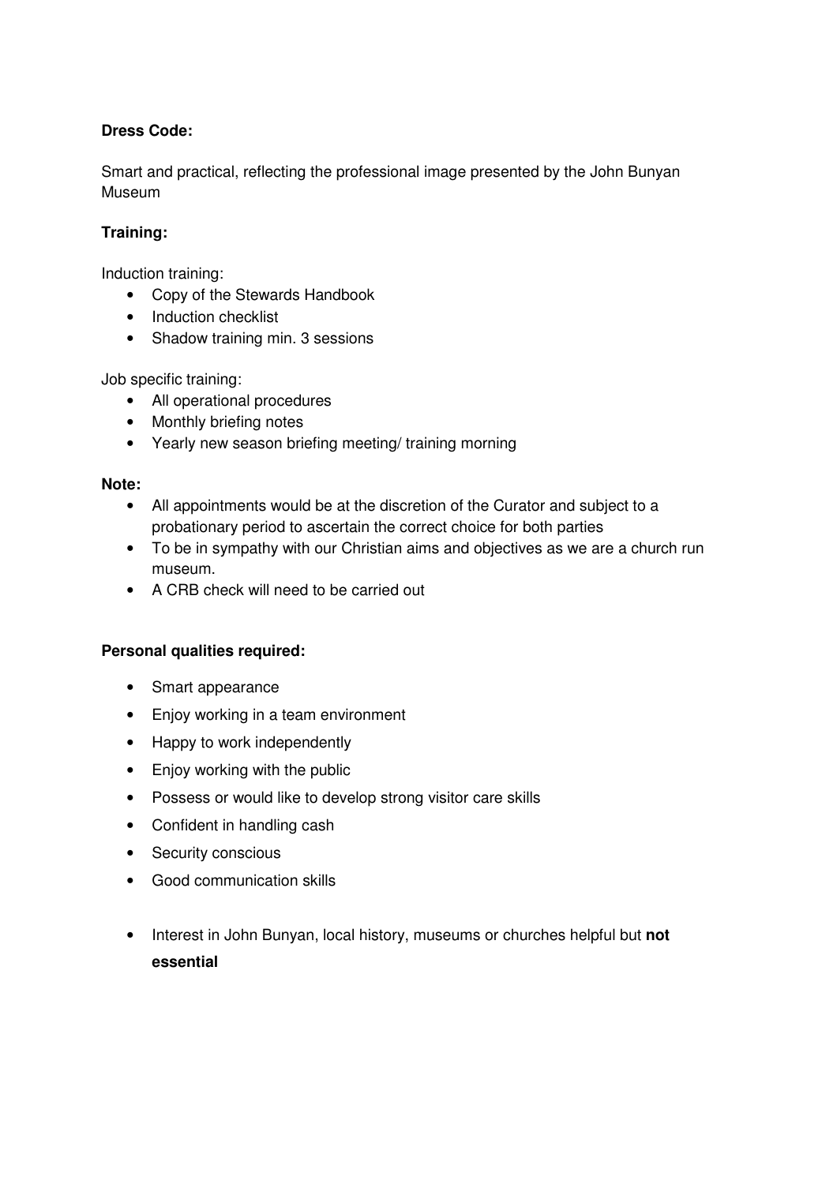**Dress Code:**

Smart and practical, reflecting the professional image presented by the John Bunyan Museum

**Training:**

Induction training:

- Copy of the Stewards Handbook
- Induction checklist
- Shadow training min. 3 sessions

Job specific training:

- All operational procedures
- Monthly briefing notes
- Yearly new season briefing meeting/ training morning

**Note:**

- All appointments would be at the discretion of the Curator and subject to a probationary period to ascertain the correct choice for both parties
- To be in sympathy with our Christian aims and objectives as we are a church run museum.
- A CRB check will need to be carried out

**Personal qualities required:**

- Smart appearance
- Enjoy working in a team environment
- Happy to work independently
- Enjoy working with the public
- Possess or would like to develop strong visitor care skills
- Confident in handling cash
- Security conscious
- Good communication skills

- Interest in John Bunyan, local history, museums or churches helpful but **not essential**